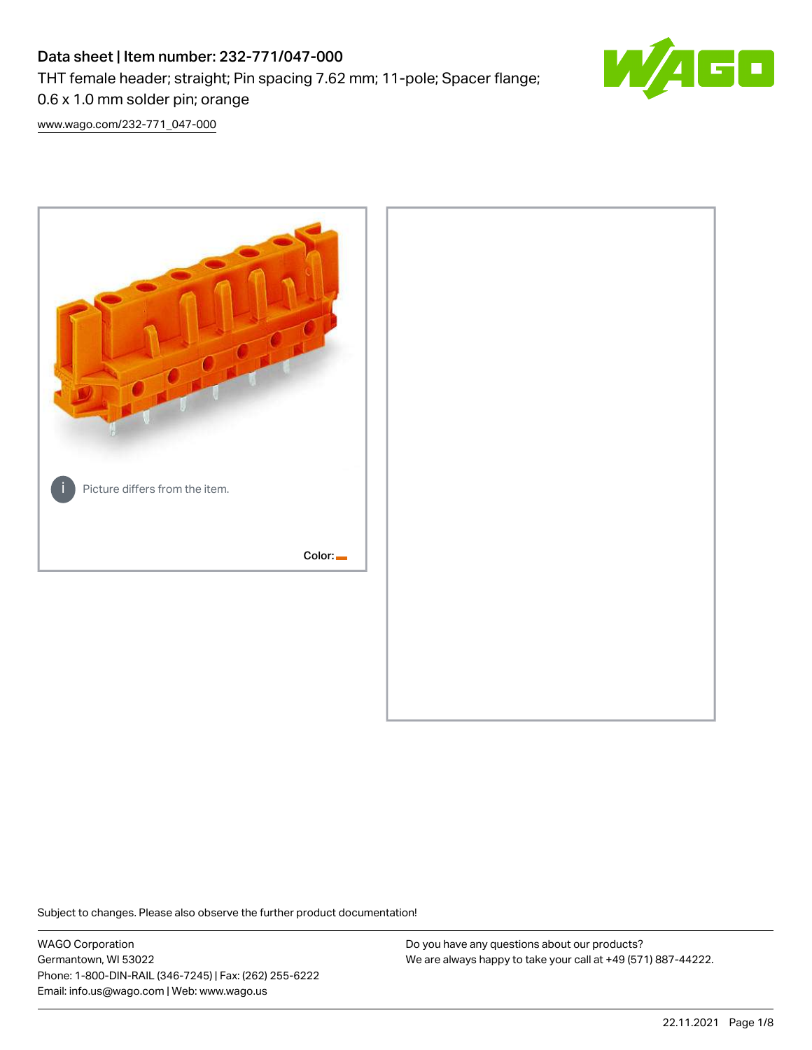# Data sheet | Item number: 232-771/047-000

THT female header; straight; Pin spacing 7.62 mm; 11-pole; Spacer flange; 0.6 x 1.0 mm solder pin; orange

www.wago.com/232-771_047-000

Picture differs from the item.

Color:

Subject to changes. Please also observe the further product documentation!

WAGO Corporation
Germantown, WI 53022
Phone: 1-800-DIN-RAIL (346-7245) | Fax: (262) 255-6222
Email: info.us@wago.com | Web: www.wago.us

Do you have any questions about our products?
We are always happy to take your call at +49 (571) 887-44222.

22.11.2021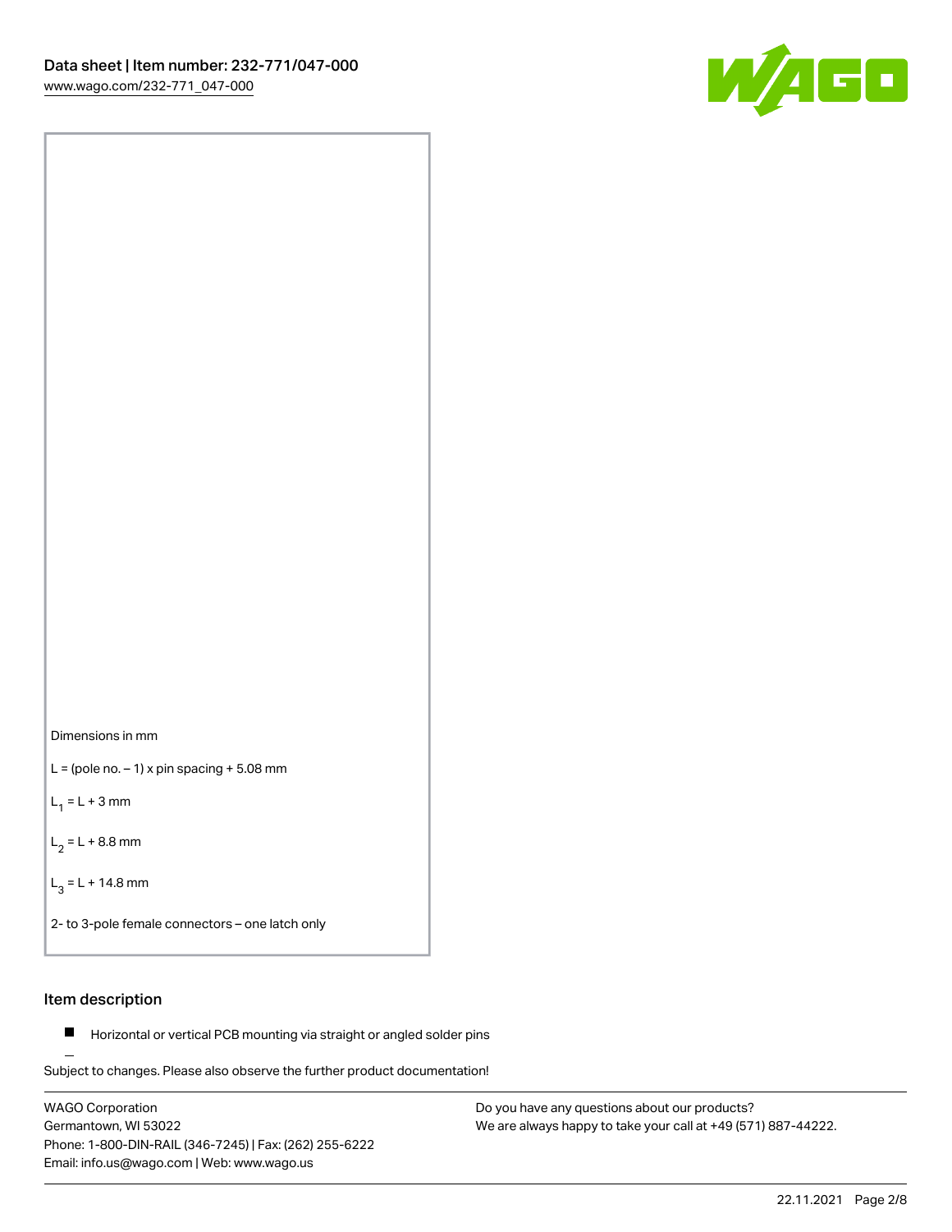Dimensions in mm

L = (pole no. – 1) x pin spacing + 5.08 mm

$L_1$ = L + 3 mm

$L_2$ = L + 8.8 mm

$L_3$ = L + 14.8 mm

2- to 3-pole female connectors – one latch only

## Item description

- Horizontal or vertical PCB mounting via straight or angled solder pins

Subject to changes. Please also observe the further product documentation!

WAGO Corporation
Germantown, WI 53022
Phone: 1-800-DIN-RAIL (346-7245) | Fax: (262) 255-6222
Email: info.us@wago.com | Web: www.wago.us

Do you have any questions about our products?
We are always happy to take your call at +49 (571) 887-44222.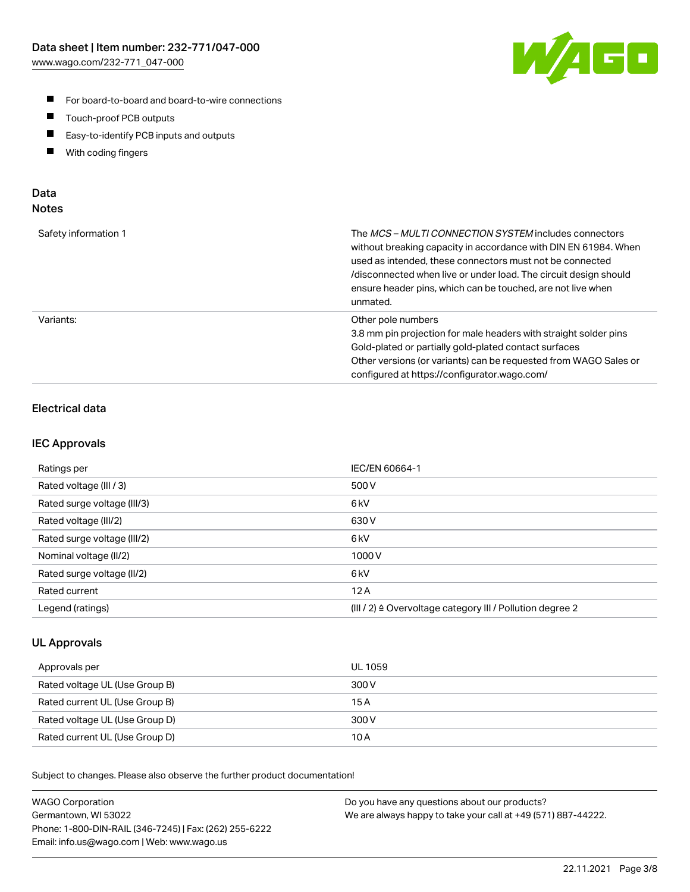- For board-to-board and board-to-wire connections
- Touch-proof PCB outputs
- Easy-to-identify PCB inputs and outputs
- With coding fingers

## Data
### Notes

| | |
|---|---|
| Safety information 1 | The *MCS – MULTI CONNECTION SYSTEM* includes connectors without breaking capacity in accordance with DIN EN 61984. When used as intended, these connectors must not be connected /disconnected when live or under load. The circuit design should ensure header pins, which can be touched, are not live when unmated. |
| Variants: | Other pole numbers<br>3.8 mm pin projection for male headers with straight solder pins<br>Gold-plated or partially gold-plated contact surfaces<br>Other versions (or variants) can be requested from WAGO Sales or configured at https://configurator.wago.com/ |

### Electrical data

### IEC Approvals

| | |
|---|---|
| Ratings per | IEC/EN 60664-1 |
| Rated voltage (III / 3) | 500 V |
| Rated surge voltage (III/3) | 6 kV |
| Rated voltage (III/2) | 630 V |
| Rated surge voltage (III/2) | 6 kV |
| Nominal voltage (II/2) | 1000 V |
| Rated surge voltage (II/2) | 6 kV |
| Rated current | 12 A |
| Legend (ratings) | (III / 2) ≙ Overvoltage category III / Pollution degree 2 |

### UL Approvals

| | |
|---|---|
| Approvals per | UL 1059 |
| Rated voltage UL (Use Group B) | 300 V |
| Rated current UL (Use Group B) | 15 A |
| Rated voltage UL (Use Group D) | 300 V |
| Rated current UL (Use Group D) | 10 A |

Subject to changes. Please also observe the further product documentation!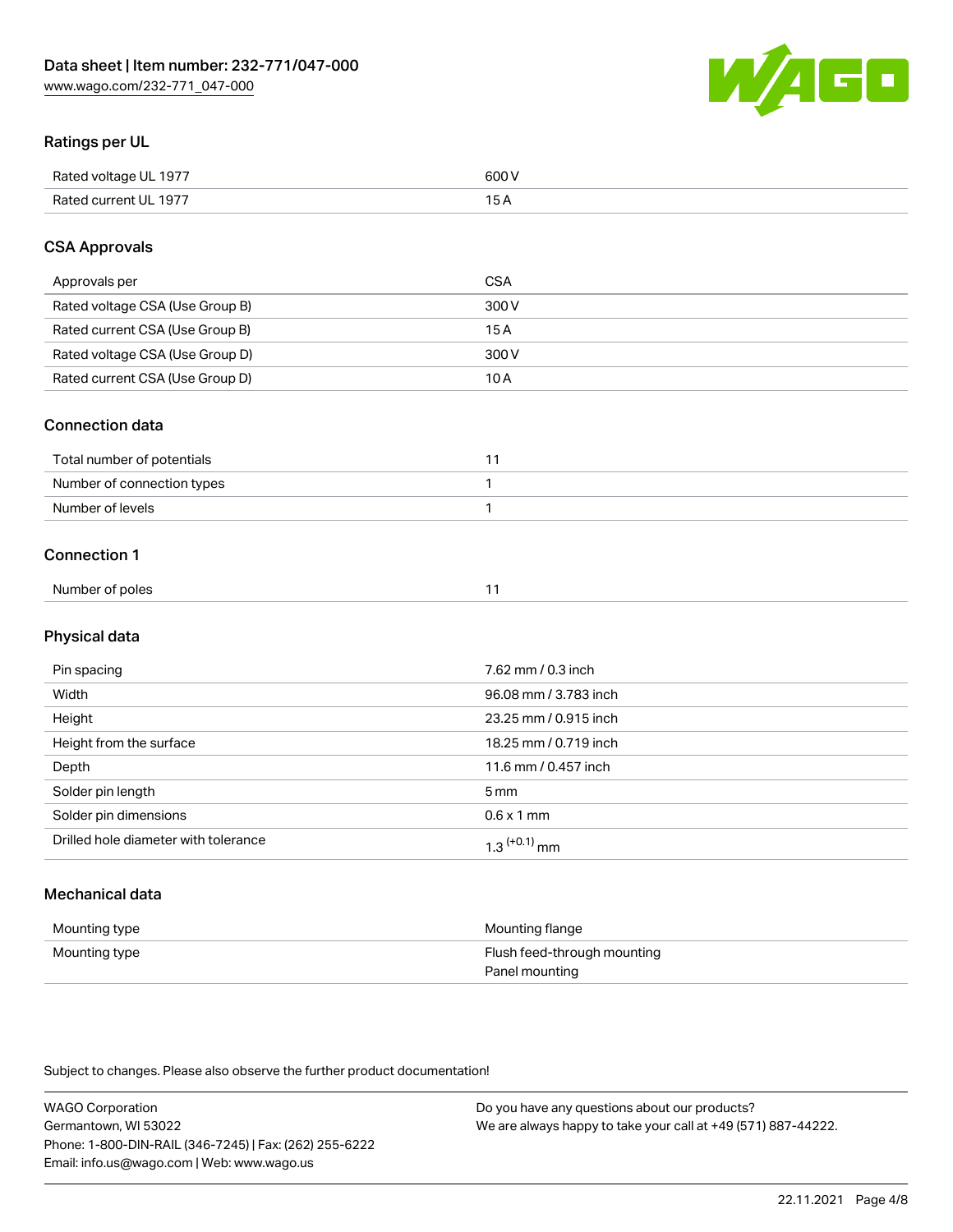## Ratings per UL

| | |
|---|---|
| Rated voltage UL 1977 | 600 V |
| Rated current UL 1977 | 15 A |

## CSA Approvals

| | |
|---|---|
| Approvals per | CSA |
| Rated voltage CSA (Use Group B) | 300 V |
| Rated current CSA (Use Group B) | 15 A |
| Rated voltage CSA (Use Group D) | 300 V |
| Rated current CSA (Use Group D) | 10 A |

## Connection data

| | |
|---|---|
| Total number of potentials | 11 |
| Number of connection types | 1 |
| Number of levels | 1 |

## Connection 1

| | |
|---|---|
| Number of poles | 11 |

## Physical data

| | |
|---|---|
| Pin spacing | 7.62 mm / 0.3 inch |
| Width | 96.08 mm / 3.783 inch |
| Height | 23.25 mm / 0.915 inch |
| Height from the surface | 18.25 mm / 0.719 inch |
| Depth | 11.6 mm / 0.457 inch |
| Solder pin length | 5 mm |
| Solder pin dimensions | 0.6 x 1 mm |
| Drilled hole diameter with tolerance | $1.3^{(+0.1)}$ mm |

## Mechanical data

| | |
|---|---|
| Mounting type | Mounting flange |
| Mounting type | Flush feed-through mounting<br>Panel mounting |

Subject to changes. Please also observe the further product documentation!

WAGO Corporation
Germantown, WI 53022
Phone: 1-800-DIN-RAIL (346-7245) | Fax: (262) 255-6222
Email: info.us@wago.com | Web: www.wago.us

Do you have any questions about our products?
We are always happy to take your call at +49 (571) 887-44222.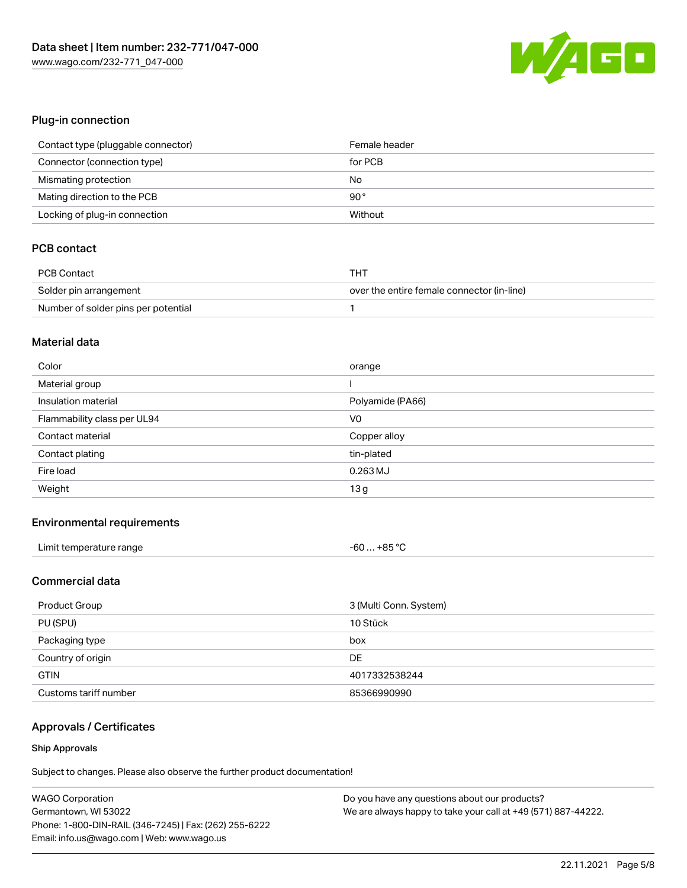## Plug-in connection

| | |
|---|---|
| Contact type (pluggable connector) | Female header |
| Connector (connection type) | for PCB |
| Mismating protection | No |
| Mating direction to the PCB | 90° |
| Locking of plug-in connection | Without |

## PCB contact

| | |
|---|---|
| PCB Contact | THT |
| Solder pin arrangement | over the entire female connector (in-line) |
| Number of solder pins per potential | 1 |

## Material data

| | |
|---|---|
| Color | orange |
| Material group | I |
| Insulation material | Polyamide (PA66) |
| Flammability class per UL94 | V0 |
| Contact material | Copper alloy |
| Contact plating | tin-plated |
| Fire load | 0.263 MJ |
| Weight | 13 g |

## Environmental requirements

| | |
|---|---|
| Limit temperature range | -60 … +85 °C |

## Commercial data

| | |
|---|---|
| Product Group | 3 (Multi Conn. System) |
| PU (SPU) | 10 Stück |
| Packaging type | box |
| Country of origin | DE |
| GTIN | 4017332538244 |
| Customs tariff number | 85366990990 |

## Approvals / Certificates

### Ship Approvals

Subject to changes. Please also observe the further product documentation!

WAGO Corporation
Germantown, WI 53022
Phone: 1-800-DIN-RAIL (346-7245) | Fax: (262) 255-6222
Email: info.us@wago.com | Web: www.wago.us

Do you have any questions about our products?
We are always happy to take your call at +49 (571) 887-44222.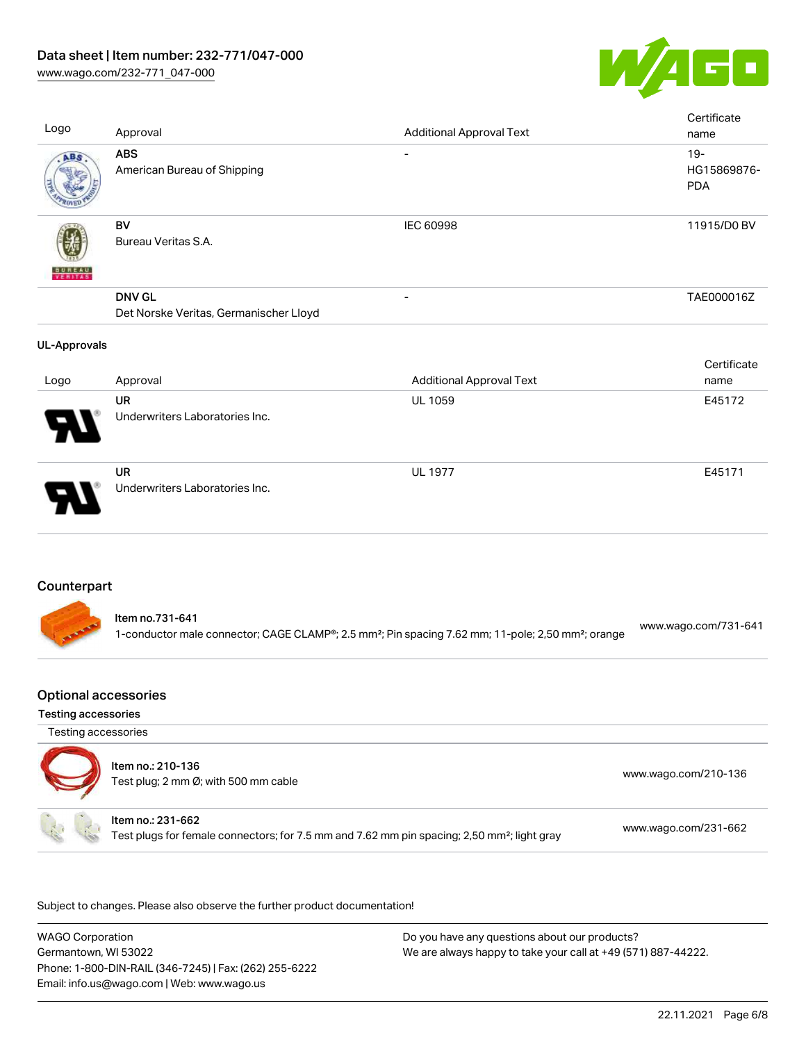| Logo | Approval | Additional Approval Text | Certificate name |
| --- | --- | --- | --- |
| | **ABS** American Bureau of Shipping | - | 19-HG15869876-PDA |
| | **BV** Bureau Veritas S.A. | IEC 60998 | 11915/D0 BV |
| | **DNV GL** Det Norske Veritas, Germanischer Lloyd | - | TAE000016Z |

**UL-Approvals**

| Logo | Approval | Additional Approval Text | Certificate name |
| --- | --- | --- | --- |
| | **UR** Underwriters Laboratories Inc. | UL 1059 | E45172 |
| | **UR** Underwriters Laboratories Inc. | UL 1977 | E45171 |

## Counterpart

**Item no.731-641**
1-conductor male connector; CAGE CLAMP®; 2.5 mm²; Pin spacing 7.62 mm; 11-pole; 2,50 mm²; orange — www.wago.com/731-641

## Optional accessories

**Testing accessories**

Testing accessories

**Item no.: 210-136**
Test plug; 2 mm Ø; with 500 mm cable — www.wago.com/210-136

**Item no.: 231-662**
Test plugs for female connectors; for 7.5 mm and 7.62 mm pin spacing; 2,50 mm²; light gray — www.wago.com/231-662

Subject to changes. Please also observe the further product documentation!

WAGO Corporation
Germantown, WI 53022
Phone: 1-800-DIN-RAIL (346-7245) | Fax: (262) 255-6222
Email: info.us@wago.com | Web: www.wago.us

Do you have any questions about our products?
We are always happy to take your call at +49 (571) 887-44222.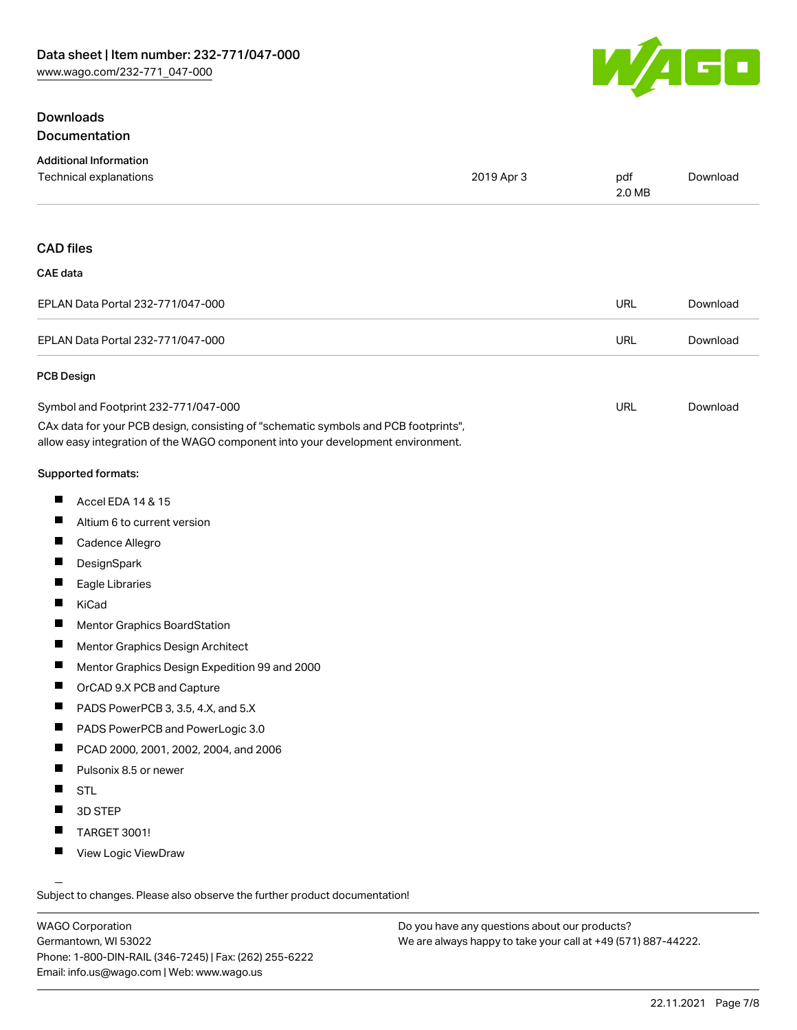## Downloads

### Documentation

**Additional Information**

| Technical explanations | 2019 Apr 3 | pdf 2.0 MB | Download |
| --- | --- | --- | --- |

### CAD files

**CAE data**

| EPLAN Data Portal 232-771/047-000 | URL | Download |
| --- | --- | --- |
| EPLAN Data Portal 232-771/047-000 | URL | Download |

**PCB Design**

| Symbol and Footprint 232-771/047-000 | URL | Download |
| --- | --- | --- |

CAx data for your PCB design, consisting of "schematic symbols and PCB footprints", allow easy integration of the WAGO component into your development environment.

**Supported formats:**

- Accel EDA 14 & 15
- Altium 6 to current version
- Cadence Allegro
- DesignSpark
- Eagle Libraries
- KiCad
- Mentor Graphics BoardStation
- Mentor Graphics Design Architect
- Mentor Graphics Design Expedition 99 and 2000
- OrCAD 9.X PCB and Capture
- PADS PowerPCB 3, 3.5, 4.X, and 5.X
- PADS PowerPCB and PowerLogic 3.0
- PCAD 2000, 2001, 2002, 2004, and 2006
- Pulsonix 8.5 or newer
- STL
- 3D STEP
- TARGET 3001!
- View Logic ViewDraw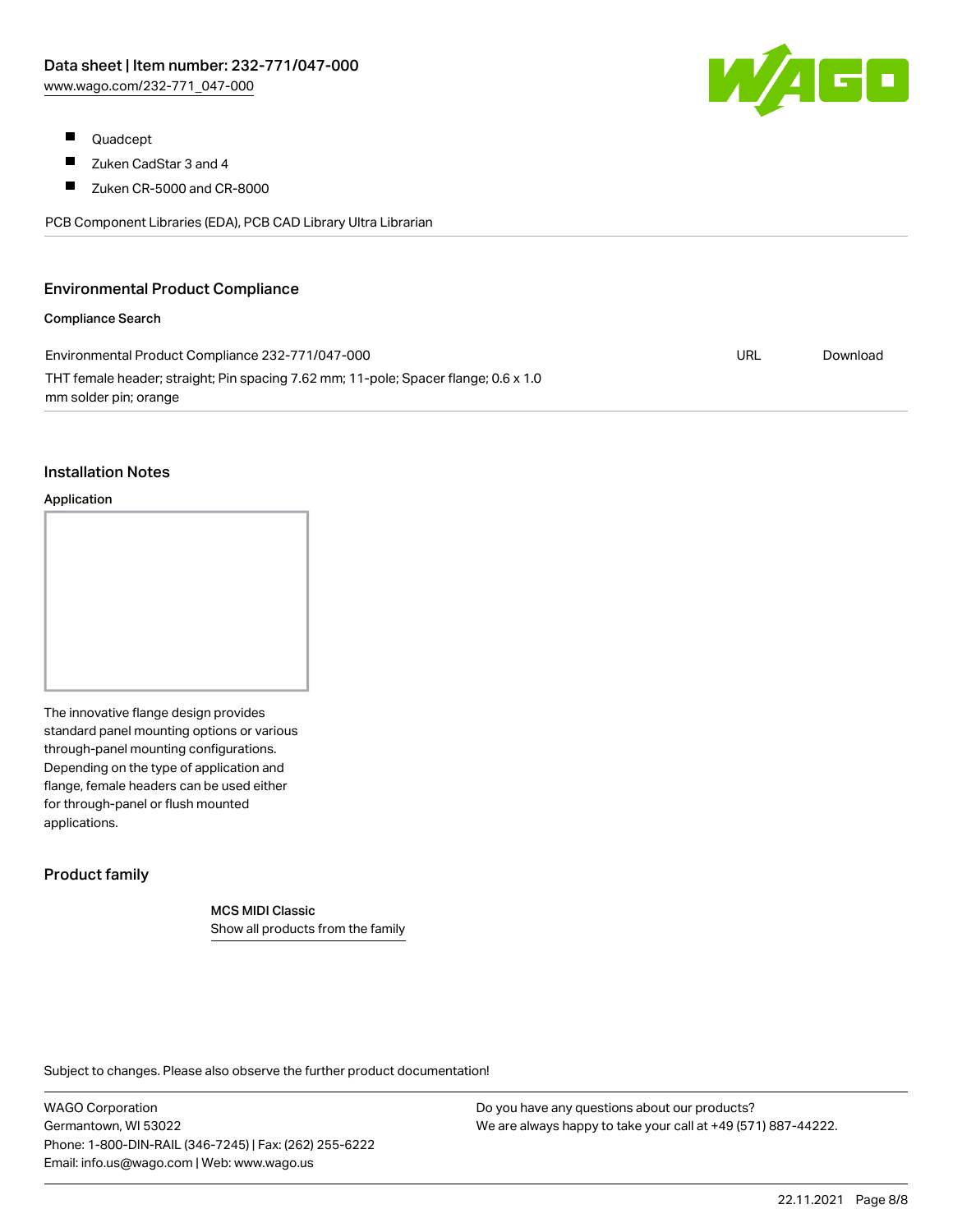- Quadcept
- Zuken CadStar 3 and 4
- Zuken CR-5000 and CR-8000

PCB Component Libraries (EDA), PCB CAD Library Ultra Librarian

## Environmental Product Compliance

### Compliance Search

| | | |
|---|---|---|
| Environmental Product Compliance 232-771/047-000<br>THT female header; straight; Pin spacing 7.62 mm; 11-pole; Spacer flange; 0.6 x 1.0 mm solder pin; orange | URL | Download |

## Installation Notes

### Application

The innovative flange design provides standard panel mounting options or various through-panel mounting configurations. Depending on the type of application and flange, female headers can be used either for through-panel or flush mounted applications.

## Product family

**MCS MIDI Classic**
Show all products from the family

Subject to changes. Please also observe the further product documentation!

WAGO Corporation
Germantown, WI 53022
Phone: 1-800-DIN-RAIL (346-7245) | Fax: (262) 255-6222
Email: info.us@wago.com | Web: www.wago.us

Do you have any questions about our products?
We are always happy to take your call at +49 (571) 887-44222.